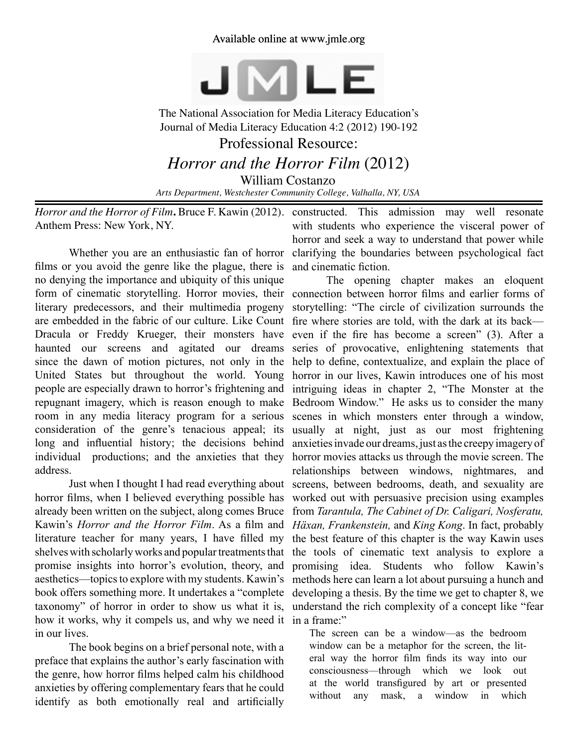Available online at www.jmle.org

The National Association for Media Literacy Education's
Journal of Media Literacy Education 4:2 (2012) 190-192

# Professional Resource:
# *Horror and the Horror Film* (2012)

William Costanzo

*Arts Department, Westchester Community College, Valhalla, NY, USA*

---

*Horror and the Horror of Film***.** Bruce F. Kawin (2012). Anthem Press: New York, NY.

Whether you are an enthusiastic fan of horror films or you avoid the genre like the plague, there is no denying the importance and ubiquity of this unique form of cinematic storytelling. Horror movies, their literary predecessors, and their multimedia progeny are embedded in the fabric of our culture. Like Count Dracula or Freddy Krueger, their monsters have haunted our screens and agitated our dreams since the dawn of motion pictures, not only in the United States but throughout the world. Young people are especially drawn to horror's frightening and repugnant imagery, which is reason enough to make room in any media literacy program for a serious consideration of the genre's tenacious appeal; its long and influential history; the decisions behind individual productions; and the anxieties that they address.

Just when I thought I had read everything about horror films, when I believed everything possible has already been written on the subject, along comes Bruce Kawin's *Horror and the Horror Film*. As a film and literature teacher for many years, I have filled my shelves with scholarly works and popular treatments that promise insights into horror's evolution, theory, and aesthetics—topics to explore with my students. Kawin's book offers something more. It undertakes a "complete taxonomy" of horror in order to show us what it is, how it works, why it compels us, and why we need it in our lives.

The book begins on a brief personal note, with a preface that explains the author's early fascination with the genre, how horror films helped calm his childhood anxieties by offering complementary fears that he could identify as both emotionally real and artificially constructed. This admission may well resonate with students who experience the visceral power of horror and seek a way to understand that power while clarifying the boundaries between psychological fact and cinematic fiction.

The opening chapter makes an eloquent connection between horror films and earlier forms of storytelling: "The circle of civilization surrounds the fire where stories are told, with the dark at its back—even if the fire has become a screen" (3). After a series of provocative, enlightening statements that help to define, contextualize, and explain the place of horror in our lives, Kawin introduces one of his most intriguing ideas in chapter 2, "The Monster at the Bedroom Window." He asks us to consider the many scenes in which monsters enter through a window, usually at night, just as our most frightening anxieties invade our dreams, just as the creepy imagery of horror movies attacks us through the movie screen. The relationships between windows, nightmares, and screens, between bedrooms, death, and sexuality are worked out with persuasive precision using examples from *Tarantula, The Cabinet of Dr. Caligari, Nosferatu, Häxan, Frankenstein,* and *King Kong*. In fact, probably the best feature of this chapter is the way Kawin uses the tools of cinematic text analysis to explore a promising idea. Students who follow Kawin's methods here can learn a lot about pursuing a hunch and developing a thesis. By the time we get to chapter 8, we understand the rich complexity of a concept like "fear in a frame:"

> The screen can be a window—as the bedroom window can be a metaphor for the screen, the literal way the horror film finds its way into our consciousness—through which we look out at the world transfigured by art or presented without any mask, a window in which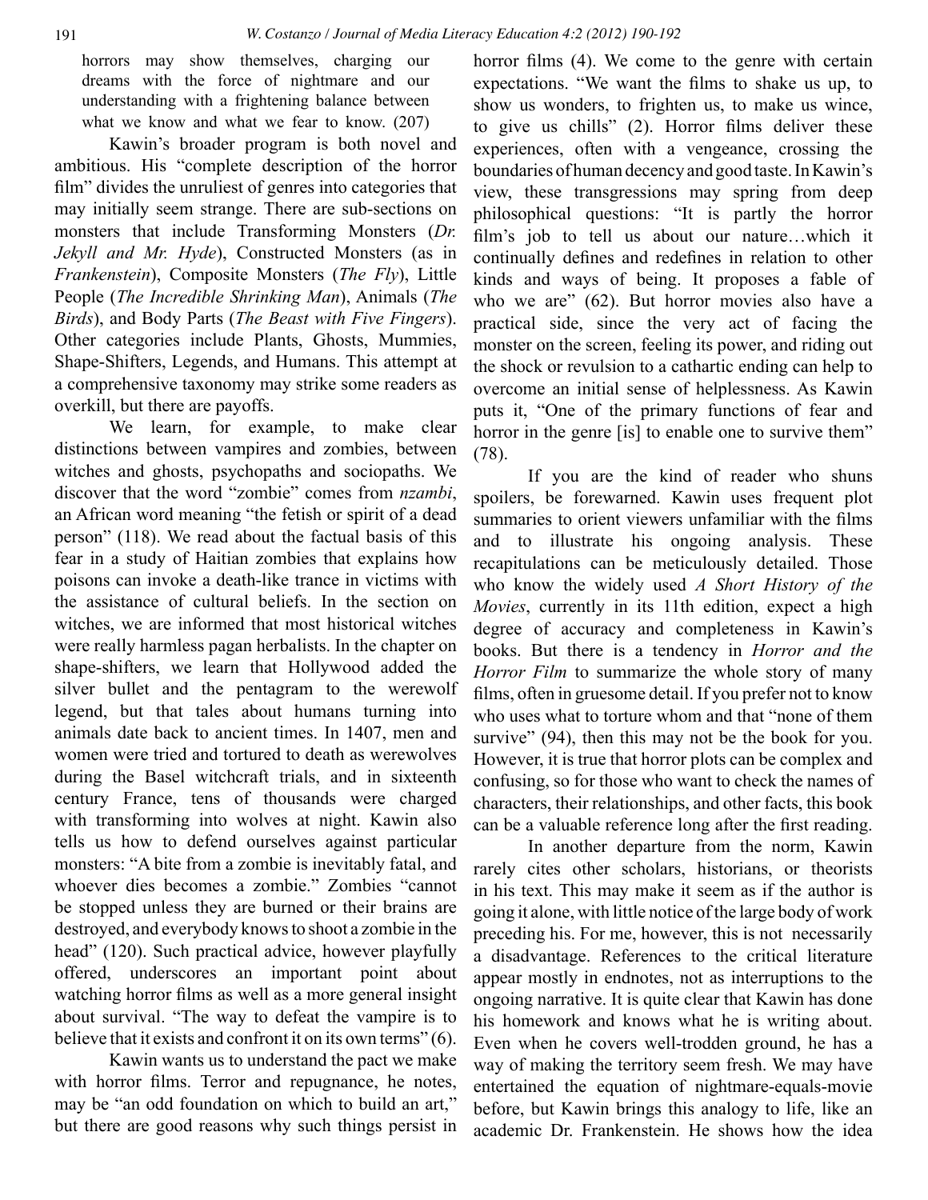horrors may show themselves, charging our dreams with the force of nightmare and our understanding with a frightening balance between what we know and what we fear to know. (207)

Kawin's broader program is both novel and ambitious. His "complete description of the horror film" divides the unruliest of genres into categories that may initially seem strange. There are sub-sections on monsters that include Transforming Monsters (*Dr. Jekyll and Mr. Hyde*), Constructed Monsters (as in *Frankenstein*), Composite Monsters (*The Fly*), Little People (*The Incredible Shrinking Man*), Animals (*The Birds*), and Body Parts (*The Beast with Five Fingers*). Other categories include Plants, Ghosts, Mummies, Shape-Shifters, Legends, and Humans. This attempt at a comprehensive taxonomy may strike some readers as overkill, but there are payoffs.

We learn, for example, to make clear distinctions between vampires and zombies, between witches and ghosts, psychopaths and sociopaths. We discover that the word "zombie" comes from *nzambi*, an African word meaning "the fetish or spirit of a dead person" (118). We read about the factual basis of this fear in a study of Haitian zombies that explains how poisons can invoke a death-like trance in victims with the assistance of cultural beliefs. In the section on witches, we are informed that most historical witches were really harmless pagan herbalists. In the chapter on shape-shifters, we learn that Hollywood added the silver bullet and the pentagram to the werewolf legend, but that tales about humans turning into animals date back to ancient times. In 1407, men and women were tried and tortured to death as werewolves during the Basel witchcraft trials, and in sixteenth century France, tens of thousands were charged with transforming into wolves at night. Kawin also tells us how to defend ourselves against particular monsters: "A bite from a zombie is inevitably fatal, and whoever dies becomes a zombie." Zombies "cannot be stopped unless they are burned or their brains are destroyed, and everybody knows to shoot a zombie in the head" (120). Such practical advice, however playfully offered, underscores an important point about watching horror films as well as a more general insight about survival. "The way to defeat the vampire is to believe that it exists and confront it on its own terms" (6).

Kawin wants us to understand the pact we make with horror films. Terror and repugnance, he notes, may be "an odd foundation on which to build an art," but there are good reasons why such things persist in horror films (4). We come to the genre with certain expectations. "We want the films to shake us up, to show us wonders, to frighten us, to make us wince, to give us chills" (2). Horror films deliver these experiences, often with a vengeance, crossing the boundaries of human decency and good taste. In Kawin's view, these transgressions may spring from deep philosophical questions: "It is partly the horror film's job to tell us about our nature…which it continually defines and redefines in relation to other kinds and ways of being. It proposes a fable of who we are" (62). But horror movies also have a practical side, since the very act of facing the monster on the screen, feeling its power, and riding out the shock or revulsion to a cathartic ending can help to overcome an initial sense of helplessness. As Kawin puts it, "One of the primary functions of fear and horror in the genre [is] to enable one to survive them" (78).

If you are the kind of reader who shuns spoilers, be forewarned. Kawin uses frequent plot summaries to orient viewers unfamiliar with the films and to illustrate his ongoing analysis. These recapitulations can be meticulously detailed. Those who know the widely used *A Short History of the Movies*, currently in its 11th edition, expect a high degree of accuracy and completeness in Kawin's books. But there is a tendency in *Horror and the Horror Film* to summarize the whole story of many films, often in gruesome detail. If you prefer not to know who uses what to torture whom and that "none of them survive" (94), then this may not be the book for you. However, it is true that horror plots can be complex and confusing, so for those who want to check the names of characters, their relationships, and other facts, this book can be a valuable reference long after the first reading.

In another departure from the norm, Kawin rarely cites other scholars, historians, or theorists in his text. This may make it seem as if the author is going it alone, with little notice of the large body of work preceding his. For me, however, this is not necessarily a disadvantage. References to the critical literature appear mostly in endnotes, not as interruptions to the ongoing narrative. It is quite clear that Kawin has done his homework and knows what he is writing about. Even when he covers well-trodden ground, he has a way of making the territory seem fresh. We may have entertained the equation of nightmare-equals-movie before, but Kawin brings this analogy to life, like an academic Dr. Frankenstein. He shows how the idea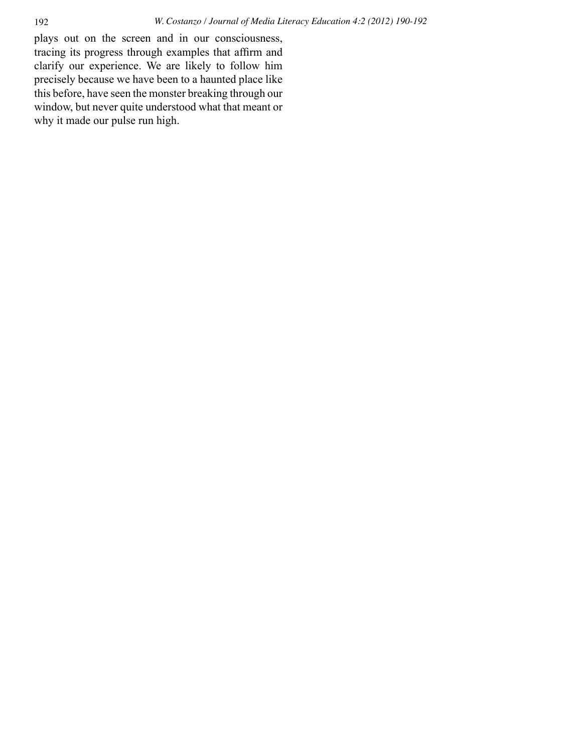plays out on the screen and in our consciousness, tracing its progress through examples that affirm and clarify our experience. We are likely to follow him precisely because we have been to a haunted place like this before, have seen the monster breaking through our window, but never quite understood what that meant or why it made our pulse run high.